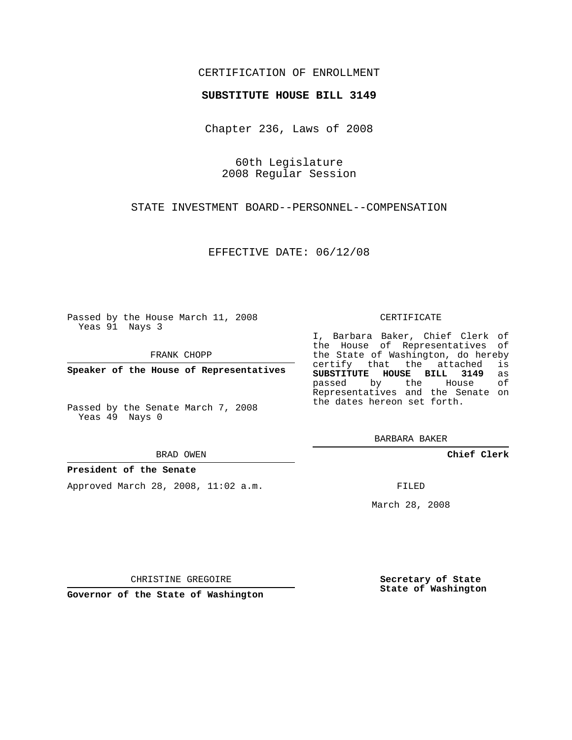CERTIFICATION OF ENROLLMENT

**SUBSTITUTE HOUSE BILL 3149**

Chapter 236, Laws of 2008

60th Legislature
2008 Regular Session

STATE INVESTMENT BOARD--PERSONNEL--COMPENSATION

EFFECTIVE DATE: 06/12/08

Passed by the House March 11, 2008
Yeas 91 Nays 3

FRANK CHOPP

**Speaker of the House of Representatives**

Passed by the Senate March 7, 2008
Yeas 49 Nays 0

BRAD OWEN

**President of the Senate**

Approved March 28, 2008, 11:02 a.m.

CHRISTINE GREGOIRE

**Governor of the State of Washington**

CERTIFICATE

I, Barbara Baker, Chief Clerk of the House of Representatives of the State of Washington, do hereby certify that the attached is **SUBSTITUTE HOUSE BILL 3149** as passed by the House of Representatives and the Senate on the dates hereon set forth.

BARBARA BAKER

**Chief Clerk**

FILED

March 28, 2008

**Secretary of State**
**State of Washington**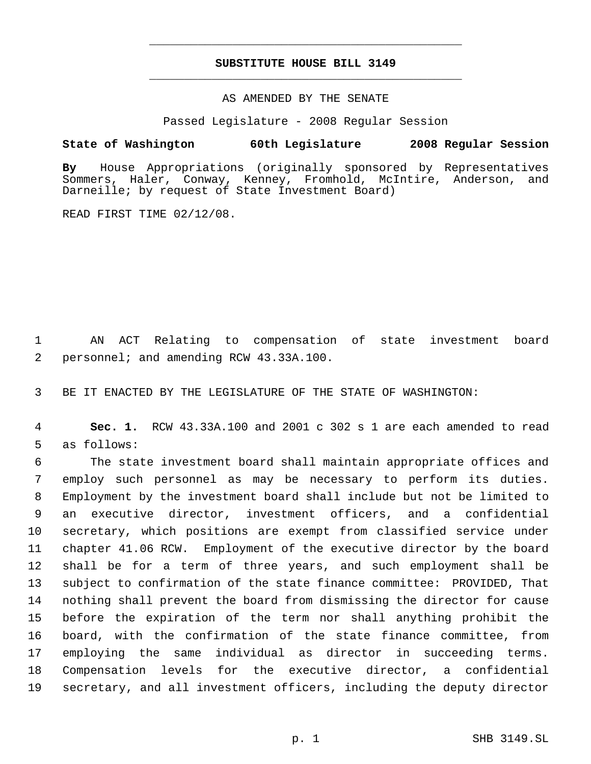# SUBSTITUTE HOUSE BILL 3149

AS AMENDED BY THE SENATE

Passed Legislature - 2008 Regular Session

**State of Washington 60th Legislature 2008 Regular Session**

**By** House Appropriations (originally sponsored by Representatives Sommers, Haler, Conway, Kenney, Fromhold, McIntire, Anderson, and Darneille; by request of State Investment Board)

READ FIRST TIME 02/12/08.

AN ACT Relating to compensation of state investment board personnel; and amending RCW 43.33A.100.

BE IT ENACTED BY THE LEGISLATURE OF THE STATE OF WASHINGTON:

**Sec. 1.** RCW 43.33A.100 and 2001 c 302 s 1 are each amended to read as follows:

The state investment board shall maintain appropriate offices and employ such personnel as may be necessary to perform its duties. Employment by the investment board shall include but not be limited to an executive director, investment officers, and a confidential secretary, which positions are exempt from classified service under chapter 41.06 RCW. Employment of the executive director by the board shall be for a term of three years, and such employment shall be subject to confirmation of the state finance committee: PROVIDED, That nothing shall prevent the board from dismissing the director for cause before the expiration of the term nor shall anything prohibit the board, with the confirmation of the state finance committee, from employing the same individual as director in succeeding terms. Compensation levels for the executive director, a confidential secretary, and all investment officers, including the deputy director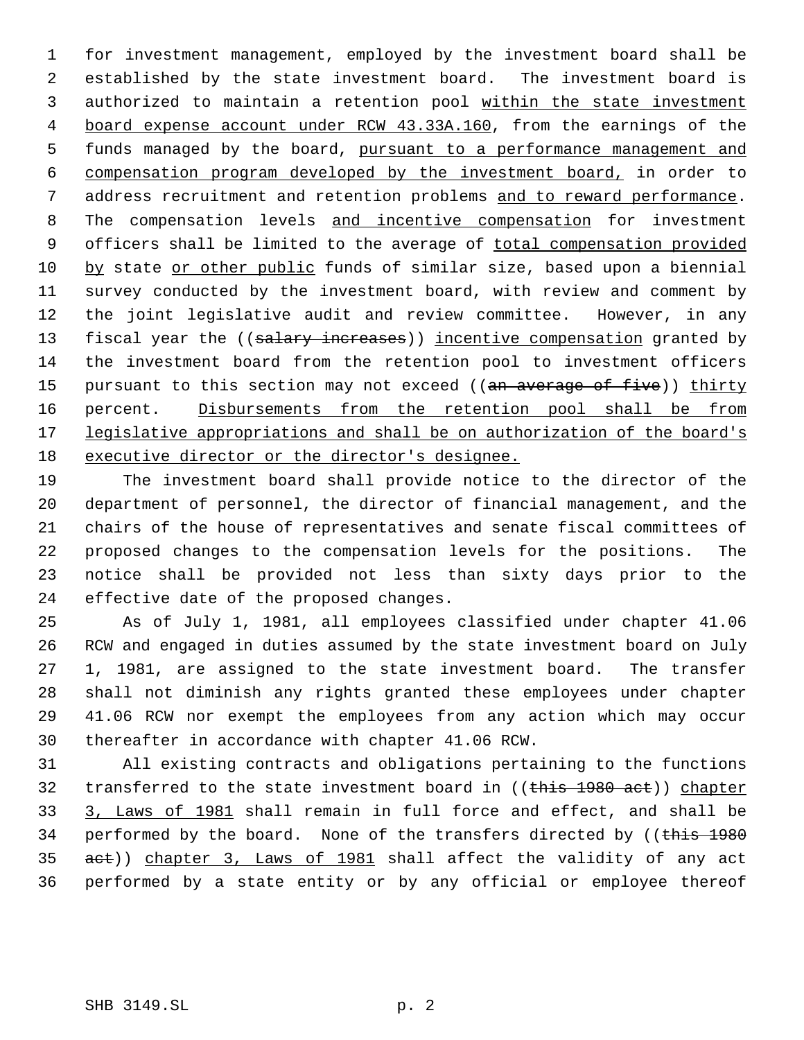for investment management, employed by the investment board shall be established by the state investment board. The investment board is authorized to maintain a retention pool within the state investment board expense account under RCW 43.33A.160, from the earnings of the funds managed by the board, pursuant to a performance management and compensation program developed by the investment board, in order to address recruitment and retention problems and to reward performance. The compensation levels and incentive compensation for investment officers shall be limited to the average of total compensation provided by state or other public funds of similar size, based upon a biennial survey conducted by the investment board, with review and comment by the joint legislative audit and review committee. However, in any fiscal year the ((~~salary increases~~)) incentive compensation granted by the investment board from the retention pool to investment officers pursuant to this section may not exceed ((~~an average of five~~)) thirty percent. Disbursements from the retention pool shall be from legislative appropriations and shall be on authorization of the board's executive director or the director's designee.

The investment board shall provide notice to the director of the department of personnel, the director of financial management, and the chairs of the house of representatives and senate fiscal committees of proposed changes to the compensation levels for the positions. The notice shall be provided not less than sixty days prior to the effective date of the proposed changes.

As of July 1, 1981, all employees classified under chapter 41.06 RCW and engaged in duties assumed by the state investment board on July 1, 1981, are assigned to the state investment board. The transfer shall not diminish any rights granted these employees under chapter 41.06 RCW nor exempt the employees from any action which may occur thereafter in accordance with chapter 41.06 RCW.

All existing contracts and obligations pertaining to the functions transferred to the state investment board in ((~~this 1980 act~~)) chapter 3, Laws of 1981 shall remain in full force and effect, and shall be performed by the board. None of the transfers directed by ((~~this 1980 act~~)) chapter 3, Laws of 1981 shall affect the validity of any act performed by a state entity or by any official or employee thereof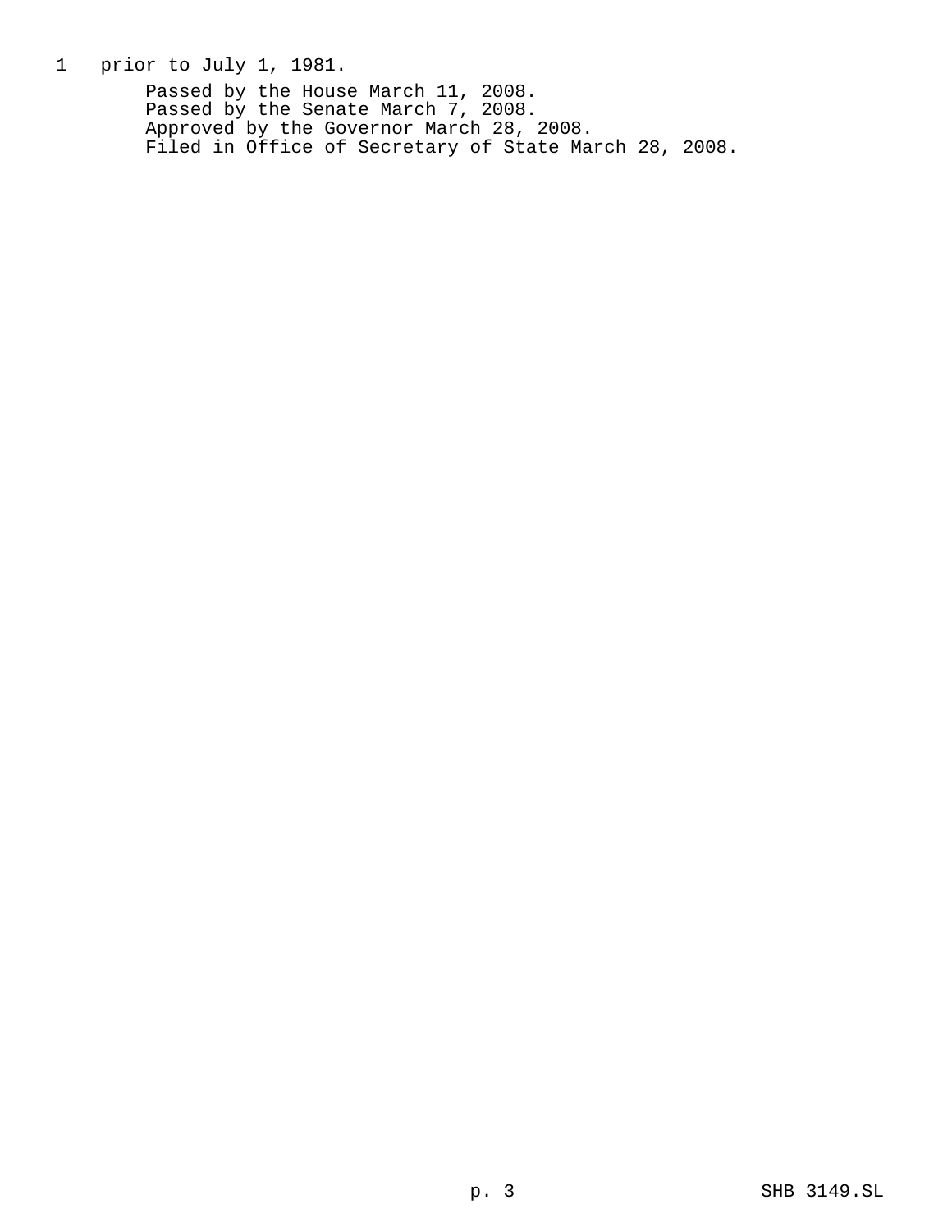prior to July 1, 1981.

Passed by the House March 11, 2008.
Passed by the Senate March 7, 2008.
Approved by the Governor March 28, 2008.
Filed in Office of Secretary of State March 28, 2008.